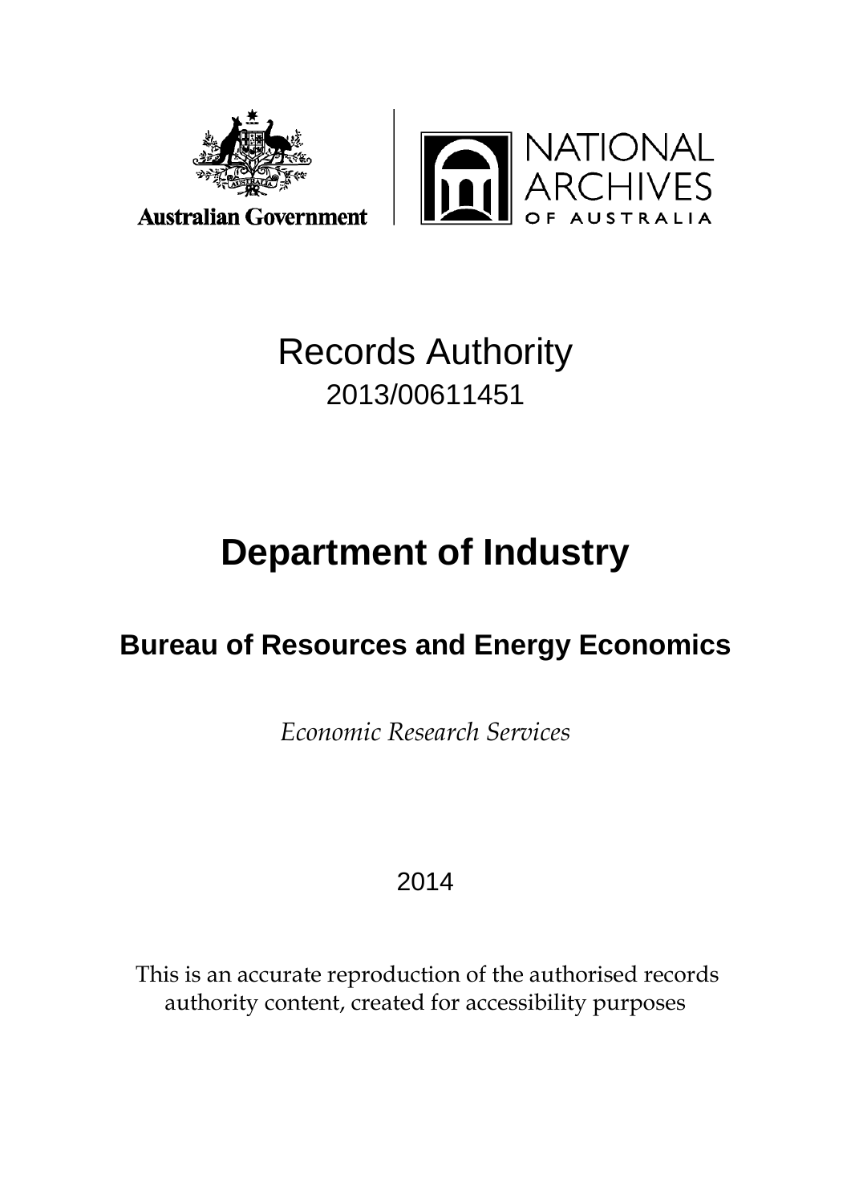Australian Government | NATIONAL ARCHIVES OF AUSTRALIA

# Records Authority

2013/00611451

# Department of Industry

## Bureau of Resources and Energy Economics

*Economic Research Services*

2014

This is an accurate reproduction of the authorised records authority content, created for accessibility purposes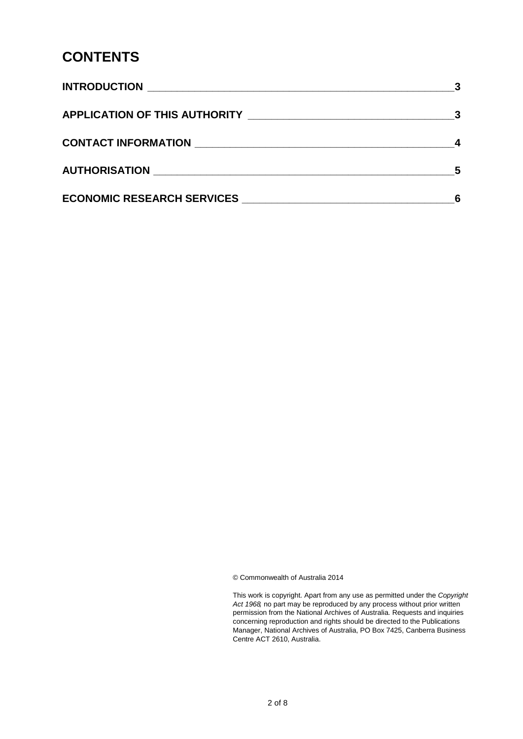# CONTENTS

| | |
|---|---|
| **INTRODUCTION** | **3** |
| **APPLICATION OF THIS AUTHORITY** | **3** |
| **CONTACT INFORMATION** | **4** |
| **AUTHORISATION** | **5** |
| **ECONOMIC RESEARCH SERVICES** | **6** |

© Commonwealth of Australia 2014

This work is copyright. Apart from any use as permitted under the *Copyright Act 1968*, no part may be reproduced by any process without prior written permission from the National Archives of Australia. Requests and inquiries concerning reproduction and rights should be directed to the Publications Manager, National Archives of Australia, PO Box 7425, Canberra Business Centre ACT 2610, Australia.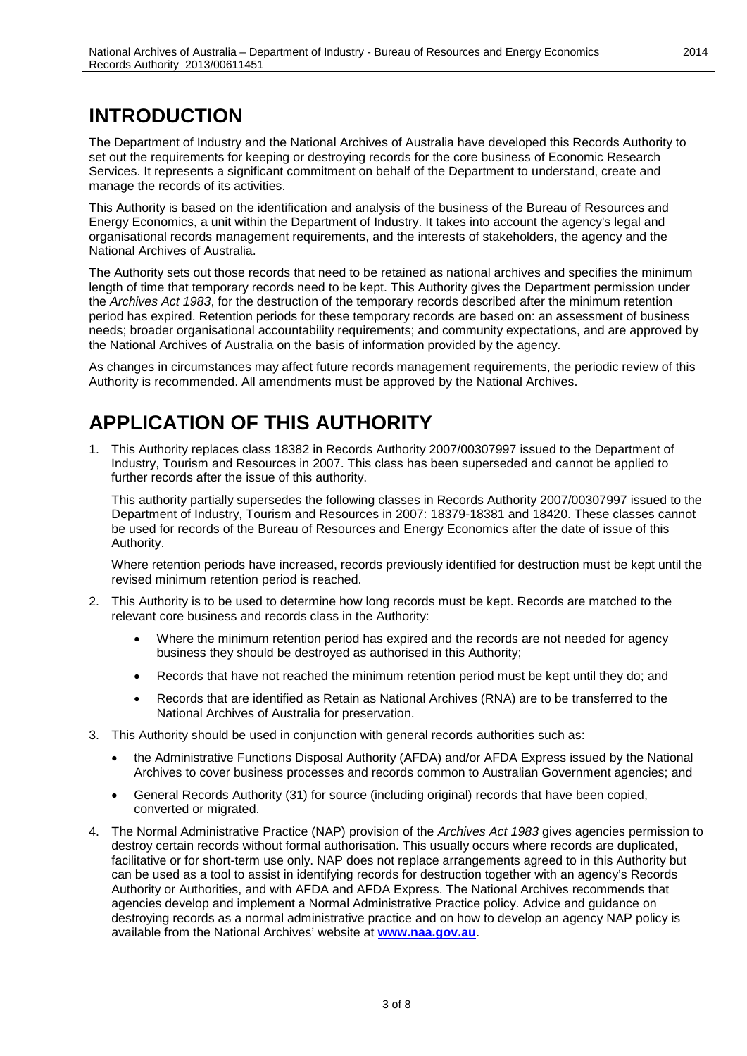# INTRODUCTION

The Department of Industry and the National Archives of Australia have developed this Records Authority to set out the requirements for keeping or destroying records for the core business of Economic Research Services. It represents a significant commitment on behalf of the Department to understand, create and manage the records of its activities.

This Authority is based on the identification and analysis of the business of the Bureau of Resources and Energy Economics, a unit within the Department of Industry. It takes into account the agency's legal and organisational records management requirements, and the interests of stakeholders, the agency and the National Archives of Australia.

The Authority sets out those records that need to be retained as national archives and specifies the minimum length of time that temporary records need to be kept. This Authority gives the Department permission under the *Archives Act 1983*, for the destruction of the temporary records described after the minimum retention period has expired. Retention periods for these temporary records are based on: an assessment of business needs; broader organisational accountability requirements; and community expectations, and are approved by the National Archives of Australia on the basis of information provided by the agency.

As changes in circumstances may affect future records management requirements, the periodic review of this Authority is recommended. All amendments must be approved by the National Archives.

# APPLICATION OF THIS AUTHORITY

1. This Authority replaces class 18382 in Records Authority 2007/00307997 issued to the Department of Industry, Tourism and Resources in 2007. This class has been superseded and cannot be applied to further records after the issue of this authority.

   This authority partially supersedes the following classes in Records Authority 2007/00307997 issued to the Department of Industry, Tourism and Resources in 2007: 18379-18381 and 18420. These classes cannot be used for records of the Bureau of Resources and Energy Economics after the date of issue of this Authority.

   Where retention periods have increased, records previously identified for destruction must be kept until the revised minimum retention period is reached.

2. This Authority is to be used to determine how long records must be kept. Records are matched to the relevant core business and records class in the Authority:
   - Where the minimum retention period has expired and the records are not needed for agency business they should be destroyed as authorised in this Authority;
   - Records that have not reached the minimum retention period must be kept until they do; and
   - Records that are identified as Retain as National Archives (RNA) are to be transferred to the National Archives of Australia for preservation.

3. This Authority should be used in conjunction with general records authorities such as:
   - the Administrative Functions Disposal Authority (AFDA) and/or AFDA Express issued by the National Archives to cover business processes and records common to Australian Government agencies; and
   - General Records Authority (31) for source (including original) records that have been copied, converted or migrated.

4. The Normal Administrative Practice (NAP) provision of the *Archives Act 1983* gives agencies permission to destroy certain records without formal authorisation. This usually occurs where records are duplicated, facilitative or for short-term use only. NAP does not replace arrangements agreed to in this Authority but can be used as a tool to assist in identifying records for destruction together with an agency's Records Authority or Authorities, and with AFDA and AFDA Express. The National Archives recommends that agencies develop and implement a Normal Administrative Practice policy. Advice and guidance on destroying records as a normal administrative practice and on how to develop an agency NAP policy is available from the National Archives' website at **www.naa.gov.au**.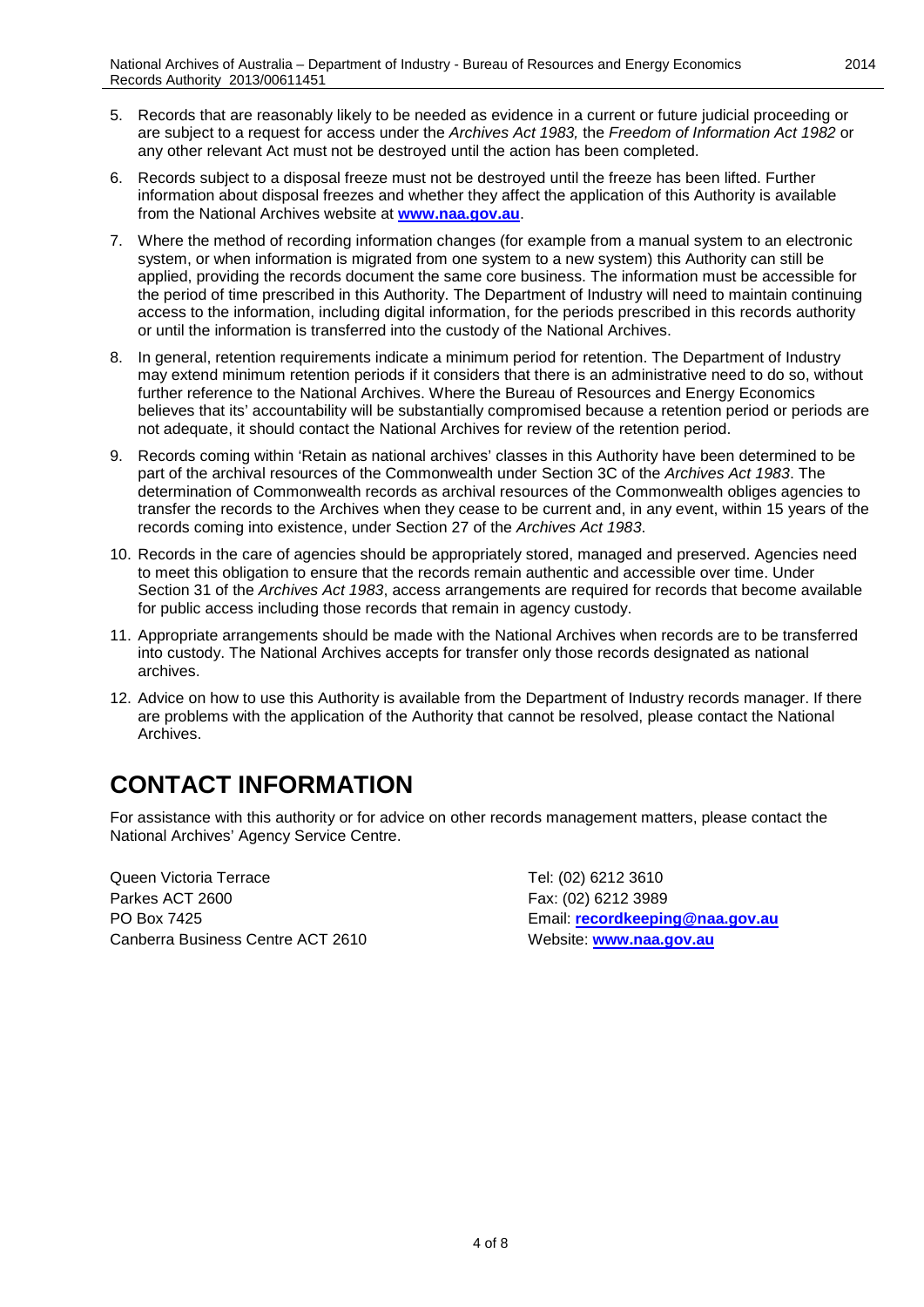5. Records that are reasonably likely to be needed as evidence in a current or future judicial proceeding or are subject to a request for access under the *Archives Act 1983,* the *Freedom of Information Act 1982* or any other relevant Act must not be destroyed until the action has been completed.
6. Records subject to a disposal freeze must not be destroyed until the freeze has been lifted. Further information about disposal freezes and whether they affect the application of this Authority is available from the National Archives website at **www.naa.gov.au**.
7. Where the method of recording information changes (for example from a manual system to an electronic system, or when information is migrated from one system to a new system) this Authority can still be applied, providing the records document the same core business. The information must be accessible for the period of time prescribed in this Authority. The Department of Industry will need to maintain continuing access to the information, including digital information, for the periods prescribed in this records authority or until the information is transferred into the custody of the National Archives.
8. In general, retention requirements indicate a minimum period for retention. The Department of Industry may extend minimum retention periods if it considers that there is an administrative need to do so, without further reference to the National Archives. Where the Bureau of Resources and Energy Economics believes that its' accountability will be substantially compromised because a retention period or periods are not adequate, it should contact the National Archives for review of the retention period.
9. Records coming within 'Retain as national archives' classes in this Authority have been determined to be part of the archival resources of the Commonwealth under Section 3C of the *Archives Act 1983*. The determination of Commonwealth records as archival resources of the Commonwealth obliges agencies to transfer the records to the Archives when they cease to be current and, in any event, within 15 years of the records coming into existence, under Section 27 of the *Archives Act 1983*.
10. Records in the care of agencies should be appropriately stored, managed and preserved. Agencies need to meet this obligation to ensure that the records remain authentic and accessible over time. Under Section 31 of the *Archives Act 1983*, access arrangements are required for records that become available for public access including those records that remain in agency custody.
11. Appropriate arrangements should be made with the National Archives when records are to be transferred into custody. The National Archives accepts for transfer only those records designated as national archives.
12. Advice on how to use this Authority is available from the Department of Industry records manager. If there are problems with the application of the Authority that cannot be resolved, please contact the National Archives.

# CONTACT INFORMATION

For assistance with this authority or for advice on other records management matters, please contact the National Archives' Agency Service Centre.

Queen Victoria Terrace
Parkes ACT 2600
PO Box 7425
Canberra Business Centre ACT 2610

Tel: (02) 6212 3610
Fax: (02) 6212 3989
Email: **recordkeeping@naa.gov.au**
Website: **www.naa.gov.au**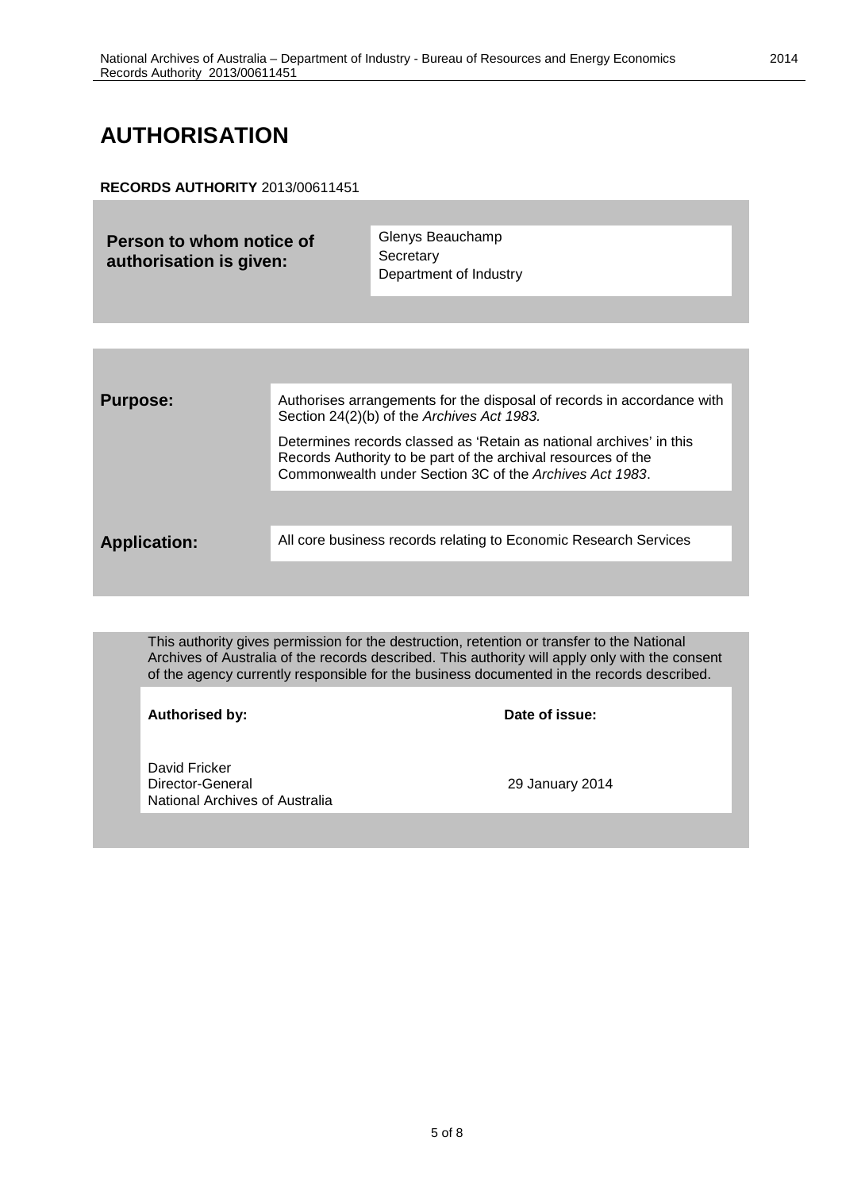# AUTHORISATION

**RECORDS AUTHORITY** 2013/00611451

| **Person to whom notice of authorisation is given:** | Glenys Beauchamp<br>Secretary<br>Department of Industry |
|---|---|

| | |
|---|---|
| **Purpose:** | Authorises arrangements for the disposal of records in accordance with Section 24(2)(b) of the *Archives Act 1983.*<br><br>Determines records classed as 'Retain as national archives' in this Records Authority to be part of the archival resources of the Commonwealth under Section 3C of the *Archives Act 1983*. |
| **Application:** | All core business records relating to Economic Research Services |

This authority gives permission for the destruction, retention or transfer to the National Archives of Australia of the records described. This authority will apply only with the consent of the agency currently responsible for the business documented in the records described.

| **Authorised by:** | **Date of issue:** |
|---|---|
| David Fricker<br>Director-General<br>National Archives of Australia | 29 January 2014 |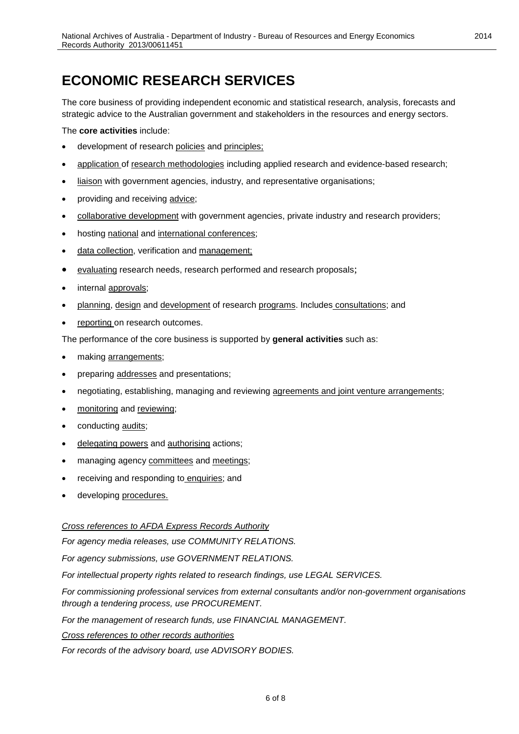# ECONOMIC RESEARCH SERVICES

The core business of providing independent economic and statistical research, analysis, forecasts and strategic advice to the Australian government and stakeholders in the resources and energy sectors.

The **core activities** include:

- development of research policies and principles;
- application of research methodologies including applied research and evidence-based research;
- liaison with government agencies, industry, and representative organisations;
- providing and receiving advice;
- collaborative development with government agencies, private industry and research providers;
- hosting national and international conferences;
- data collection, verification and management;
- evaluating research needs, research performed and research proposals;
- internal approvals;
- planning, design and development of research programs. Includes consultations; and
- reporting on research outcomes.

The performance of the core business is supported by **general activities** such as:

- making arrangements;
- preparing addresses and presentations;
- negotiating, establishing, managing and reviewing agreements and joint venture arrangements;
- monitoring and reviewing;
- conducting audits;
- delegating powers and authorising actions;
- managing agency committees and meetings;
- receiving and responding to enquiries; and
- developing procedures.

*Cross references to AFDA Express Records Authority*

*For agency media releases, use COMMUNITY RELATIONS.*

*For agency submissions, use GOVERNMENT RELATIONS.*

*For intellectual property rights related to research findings, use LEGAL SERVICES.*

*For commissioning professional services from external consultants and/or non-government organisations through a tendering process, use PROCUREMENT.*

*For the management of research funds, use FINANCIAL MANAGEMENT.*

*Cross references to other records authorities*

*For records of the advisory board, use ADVISORY BODIES.*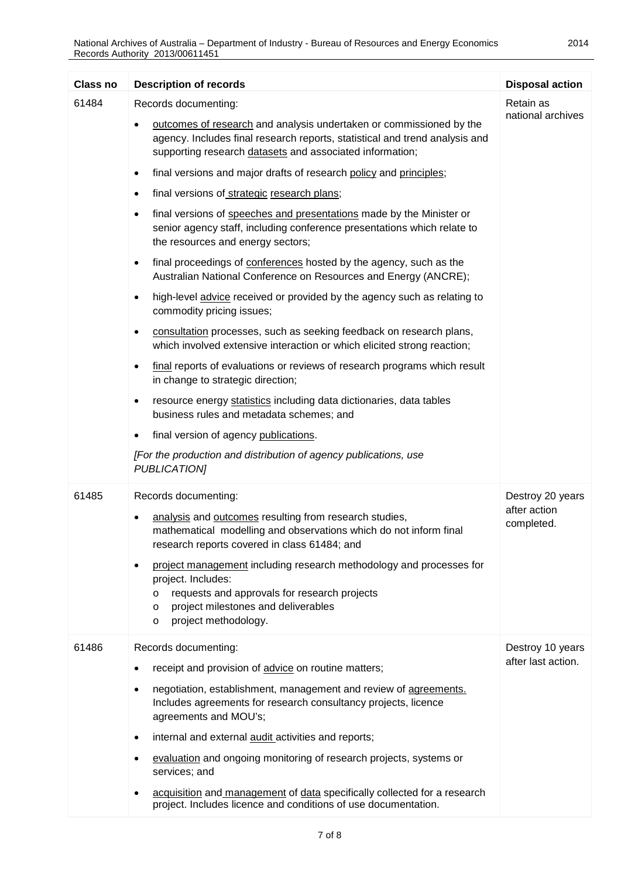| Class no | Description of records | Disposal action |
|---|---|---|
| 61484 | Records documenting:<br>• outcomes of research and analysis undertaken or commissioned by the agency. Includes final research reports, statistical and trend analysis and supporting research datasets and associated information;<br>• final versions and major drafts of research policy and principles;<br>• final versions of strategic research plans;<br>• final versions of speeches and presentations made by the Minister or senior agency staff, including conference presentations which relate to the resources and energy sectors;<br>• final proceedings of conferences hosted by the agency, such as the Australian National Conference on Resources and Energy (ANCRE);<br>• high-level advice received or provided by the agency such as relating to commodity pricing issues;<br>• consultation processes, such as seeking feedback on research plans, which involved extensive interaction or which elicited strong reaction;<br>• final reports of evaluations or reviews of research programs which result in change to strategic direction;<br>• resource energy statistics including data dictionaries, data tables business rules and metadata schemes; and<br>• final version of agency publications.<br>*[For the production and distribution of agency publications, use PUBLICATION]* | Retain as national archives |
| 61485 | Records documenting:<br>• analysis and outcomes resulting from research studies, mathematical modelling and observations which do not inform final research reports covered in class 61484; and<br>• project management including research methodology and processes for project. Includes:<br>  o requests and approvals for research projects<br>  o project milestones and deliverables<br>  o project methodology. | Destroy 20 years after action completed. |
| 61486 | Records documenting:<br>• receipt and provision of advice on routine matters;<br>• negotiation, establishment, management and review of agreements. Includes agreements for research consultancy projects, licence agreements and MOU's;<br>• internal and external audit activities and reports;<br>• evaluation and ongoing monitoring of research projects, systems or services; and<br>• acquisition and management of data specifically collected for a research project. Includes licence and conditions of use documentation. | Destroy 10 years after last action. |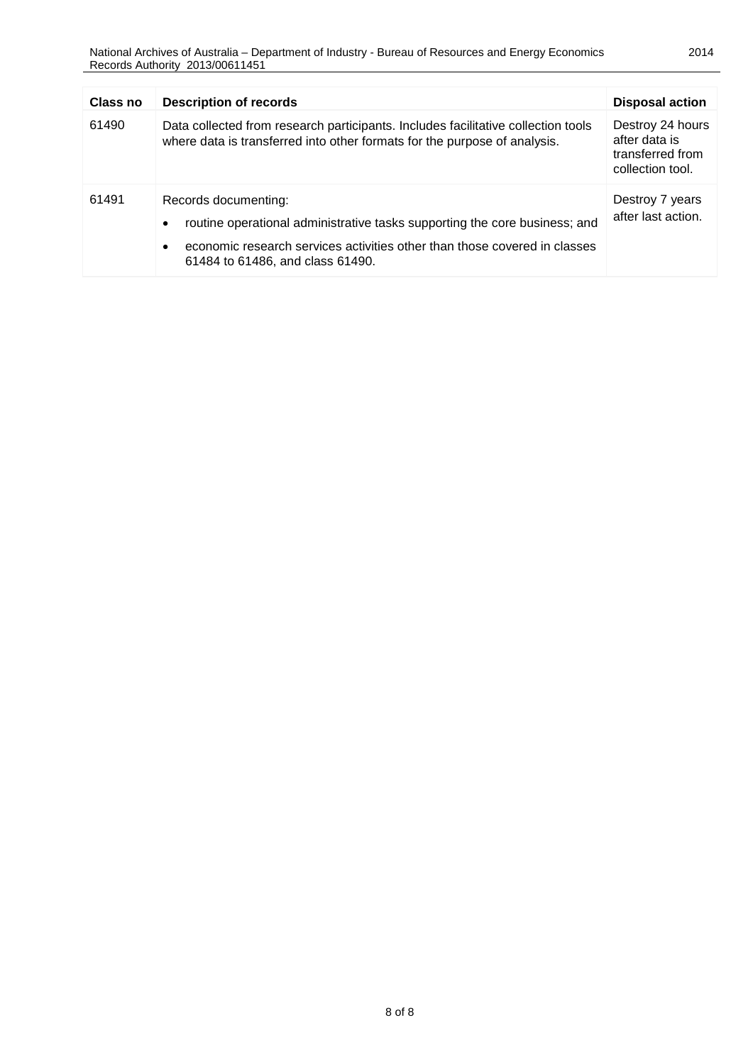| Class no | Description of records | Disposal action |
|---|---|---|
| 61490 | Data collected from research participants. Includes facilitative collection tools where data is transferred into other formats for the purpose of analysis. | Destroy 24 hours after data is transferred from collection tool. |
| 61491 | Records documenting: <br>• routine operational administrative tasks supporting the core business; and <br>• economic research services activities other than those covered in classes 61484 to 61486, and class 61490. | Destroy 7 years after last action. |